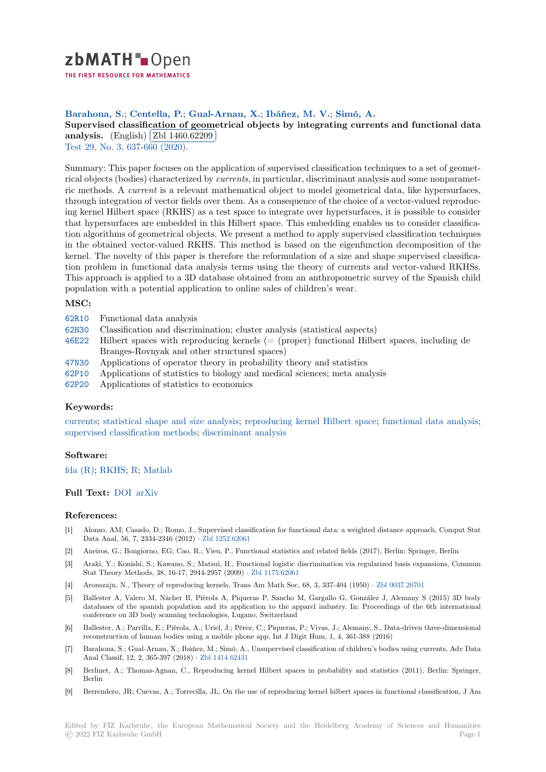**Barahona, S.**; **Centella, P.**; **Gual-Arnau, X.**; **Ibáñez, M. V.**; **Simó, A.**

**Supervised classification of geometrical objects by integrating currents and functional data analysis.** (English) Zbl 1460.62209

Test 29, No. 3, 637-660 (2020).

Summary: This paper focuses on the application of supervised classification techniques to a set of geometrical objects (bodies) characterized by *currents*, in particular, discriminant analysis and some nonparametric methods. A *current* is a relevant mathematical object to model geometrical data, like hypersurfaces, through integration of vector fields over them. As a consequence of the choice of a vector-valued reproducing kernel Hilbert space (RKHS) as a test space to integrate over hypersurfaces, it is possible to consider that hypersurfaces are embedded in this Hilbert space. This embedding enables us to consider classification algorithms of geometrical objects. We present a method to apply supervised classification techniques in the obtained vector-valued RKHS. This method is based on the eigenfunction decomposition of the kernel. The novelty of this paper is therefore the reformulation of a size and shape supervised classification problem in functional data analysis terms using the theory of currents and vector-valued RKHSs. This approach is applied to a 3D database obtained from an anthropometric survey of the Spanish child population with a potential application to online sales of children's wear.

### MSC:

- 62R10 Functional data analysis
- 62H30 Classification and discrimination; cluster analysis (statistical aspects)
- 46E22 Hilbert spaces with reproducing kernels (= (proper) functional Hilbert spaces, including de Branges-Rovnyak and other structured spaces)
- 47N30 Applications of operator theory in probability theory and statistics
- 62P10 Applications of statistics to biology and medical sciences; meta analysis
- 62P20 Applications of statistics to economics

### Keywords:

currents; statistical shape and size analysis; reproducing kernel Hilbert space; functional data analysis; supervised classification methods; discriminant analysis

### Software:

fda (R); RKHS; R; Matlab

### Full Text:

DOI arXiv

### References:

- [1] Alonso, AM; Casado, D.; Romo, J., Supervised classification for functional data: a weighted distance approach, Comput Stat Data Anal, 56, 7, 2334-2346 (2012) · Zbl 1252.62061
- [2] Aneiros, G.; Bongiorno, EG; Cao, R.; Vieu, P., Functional statistics and related fields (2017), Berlin: Springer, Berlin
- [3] Araki, Y.; Konishi, S.; Kawano, S.; Matsui, H., Functional logistic discrimination via regularized basis expansions, Commun Stat Theory Methods, 38, 16-17, 2944-2957 (2009) · Zbl 1175.62061
- [4] Aronszajn, N., Theory of reproducing kernels, Trans Am Math Soc, 68, 3, 337-404 (1950) · Zbl 0037.20701
- [5] Ballester A, Valero M, Nácher B, Piérola A, Piqueras P, Sancho M, Gargallo G, González J, Alemany S (2015) 3D body databases of the spanish population and its application to the apparel industry. In: Proceedings of the 6th international conference on 3D body scanning technologies, Lugano, Switzerland
- [6] Ballester, A.; Parrilla, E.; Piérola, A.; Uriel, J.; Pérez, C.; Piqueras, P.; Vivas, J.; Alemany, S., Data-driven three-dimensional reconstruction of human bodies using a mobile phone app, Int J Digit Hum, 1, 4, 361-388 (2016)
- [7] Barahona, S.; Gual-Arnau, X.; Ibáñez, M.; Simó, A., Unsupervised classification of children's bodies using currents, Adv Data Anal Classif, 12, 2, 365-397 (2018) · Zbl 1414.62431
- [8] Berlinet, A.; Thomas-Agnan, C., Reproducing kernel Hilbert spaces in probability and statistics (2011), Berlin: Springer, Berlin
- [9] Berrendero, JR; Cuevas, A.; Torrecilla, JL, On the use of reproducing kernel hilbert spaces in functional classification, J Am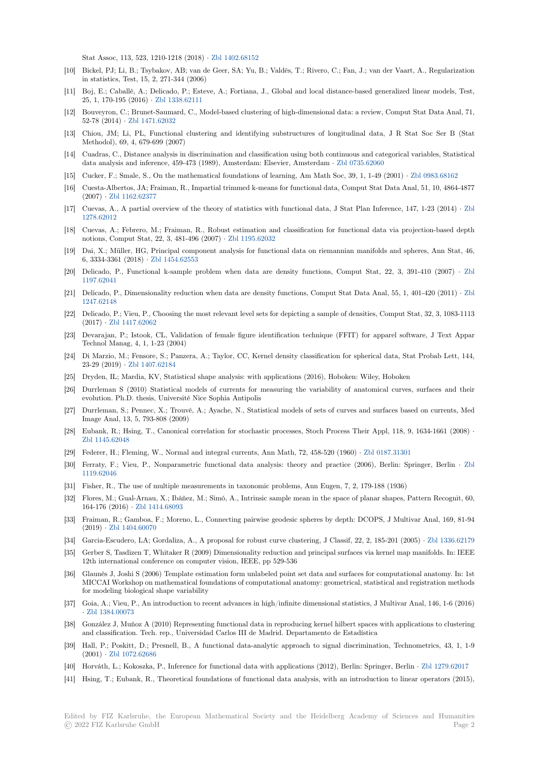Stat Assoc, 113, 523, 1210-1218 (2018) · Zbl 1402.68152

[10] Bickel, PJ; Li, B.; Tsybakov, AB; van de Geer, SA; Yu, B.; Valdés, T.; Rivero, C.; Fan, J.; van der Vaart, A., Regularization in statistics, Test, 15, 2, 271-344 (2006)

[11] Boj, E.; Caballé, A.; Delicado, P.; Esteve, A.; Fortiana, J., Global and local distance-based generalized linear models, Test, 25, 1, 170-195 (2016) · Zbl 1338.62111

[12] Bouveyron, C.; Brunet-Saumard, C., Model-based clustering of high-dimensional data: a review, Comput Stat Data Anal, 71, 52-78 (2014) · Zbl 1471.62032

[13] Chiou, JM; Li, PL, Functional clustering and identifying substructures of longitudinal data, J R Stat Soc Ser B (Stat Methodol), 69, 4, 679-699 (2007)

[14] Cuadras, C., Distance analysis in discrimination and classification using both continuous and categorical variables, Statistical data analysis and inference, 459-473 (1989), Amsterdam: Elsevier, Amsterdam · Zbl 0735.62060

[15] Cucker, F.; Smale, S., On the mathematical foundations of learning, Am Math Soc, 39, 1, 1-49 (2001) · Zbl 0983.68162

[16] Cuesta-Albertos, JA; Fraiman, R., Impartial trimmed k-means for functional data, Comput Stat Data Anal, 51, 10, 4864-4877 (2007) · Zbl 1162.62377

[17] Cuevas, A., A partial overview of the theory of statistics with functional data, J Stat Plan Inference, 147, 1-23 (2014) · Zbl 1278.62012

[18] Cuevas, A.; Febrero, M.; Fraiman, R., Robust estimation and classification for functional data via projection-based depth notions, Comput Stat, 22, 3, 481-496 (2007) · Zbl 1195.62032

[19] Dai, X.; Müller, HG, Principal component analysis for functional data on riemannian manifolds and spheres, Ann Stat, 46, 6, 3334-3361 (2018) · Zbl 1454.62553

[20] Delicado, P., Functional k-sample problem when data are density functions, Comput Stat, 22, 3, 391-410 (2007) · Zbl 1197.62041

[21] Delicado, P., Dimensionality reduction when data are density functions, Comput Stat Data Anal, 55, 1, 401-420 (2011) · Zbl 1247.62148

[22] Delicado, P.; Vieu, P., Choosing the most relevant level sets for depicting a sample of densities, Comput Stat, 32, 3, 1083-1113 (2017) · Zbl 1417.62062

[23] Devarajan, P.; Istook, CL, Validation of female figure identification technique (FFIT) for apparel software, J Text Appar Technol Manag, 4, 1, 1-23 (2004)

[24] Di Marzio, M.; Fensore, S.; Panzera, A.; Taylor, CC, Kernel density classification for spherical data, Stat Probab Lett, 144, 23-29 (2019) · Zbl 1407.62184

[25] Dryden, IL; Mardia, KV, Statistical shape analysis: with applications (2016), Hoboken: Wiley, Hoboken

[26] Durrleman S (2010) Statistical models of currents for measuring the variability of anatomical curves, surfaces and their evolution. Ph.D. thesis, Université Nice Sophia Antipolis

[27] Durrleman, S.; Pennec, X.; Trouvé, A.; Ayache, N., Statistical models of sets of curves and surfaces based on currents, Med Image Anal, 13, 5, 793-808 (2009)

[28] Eubank, R.; Hsing, T., Canonical correlation for stochastic processes, Stoch Process Their Appl, 118, 9, 1634-1661 (2008) · Zbl 1145.62048

[29] Federer, H.; Fleming, W., Normal and integral currents, Ann Math, 72, 458-520 (1960) · Zbl 0187.31301

[30] Ferraty, F.; Vieu, P., Nonparametric functional data analysis: theory and practice (2006), Berlin: Springer, Berlin · Zbl 1119.62046

[31] Fisher, R., The use of multiple measurements in taxonomic problems, Ann Eugen, 7, 2, 179-188 (1936)

[32] Flores, M.; Gual-Arnau, X.; Ibáñez, M.; Simó, A., Intrinsic sample mean in the space of planar shapes, Pattern Recognit, 60, 164-176 (2016) · Zbl 1414.68093

[33] Fraiman, R.; Gamboa, F.; Moreno, L., Connecting pairwise geodesic spheres by depth: DCOPS, J Multivar Anal, 169, 81-94 (2019) · Zbl 1404.60070

[34] Garcia-Escudero, LA; Gordaliza, A., A proposal for robust curve clustering, J Classif, 22, 2, 185-201 (2005) · Zbl 1336.62179

[35] Gerber S, Tasdizen T, Whitaker R (2009) Dimensionality reduction and principal surfaces via kernel map manifolds. In: IEEE 12th international conference on computer vision, IEEE, pp 529-536

[36] Glaunès J, Joshi S (2006) Template estimation form unlabeled point set data and surfaces for computational anatomy. In: 1st MICCAI Workshop on mathematical foundations of computational anatomy: geometrical, statistical and registration methods for modeling biological shape variability

[37] Goia, A.; Vieu, P., An introduction to recent advances in high/infinite dimensional statistics, J Multivar Anal, 146, 1-6 (2016) · Zbl 1384.00073

[38] González J, Muñoz A (2010) Representing functional data in reproducing kernel hilbert spaces with applications to clustering and classification. Tech. rep., Universidad Carlos III de Madrid. Departamento de Estadística

[39] Hall, P.; Poskitt, D.; Presnell, B., A functional data-analytic approach to signal discrimination, Technometrics, 43, 1, 1-9 (2001) · Zbl 1072.62686

[40] Horváth, L.; Kokoszka, P., Inference for functional data with applications (2012), Berlin: Springer, Berlin · Zbl 1279.62017

[41] Hsing, T.; Eubank, R., Theoretical foundations of functional data analysis, with an introduction to linear operators (2015),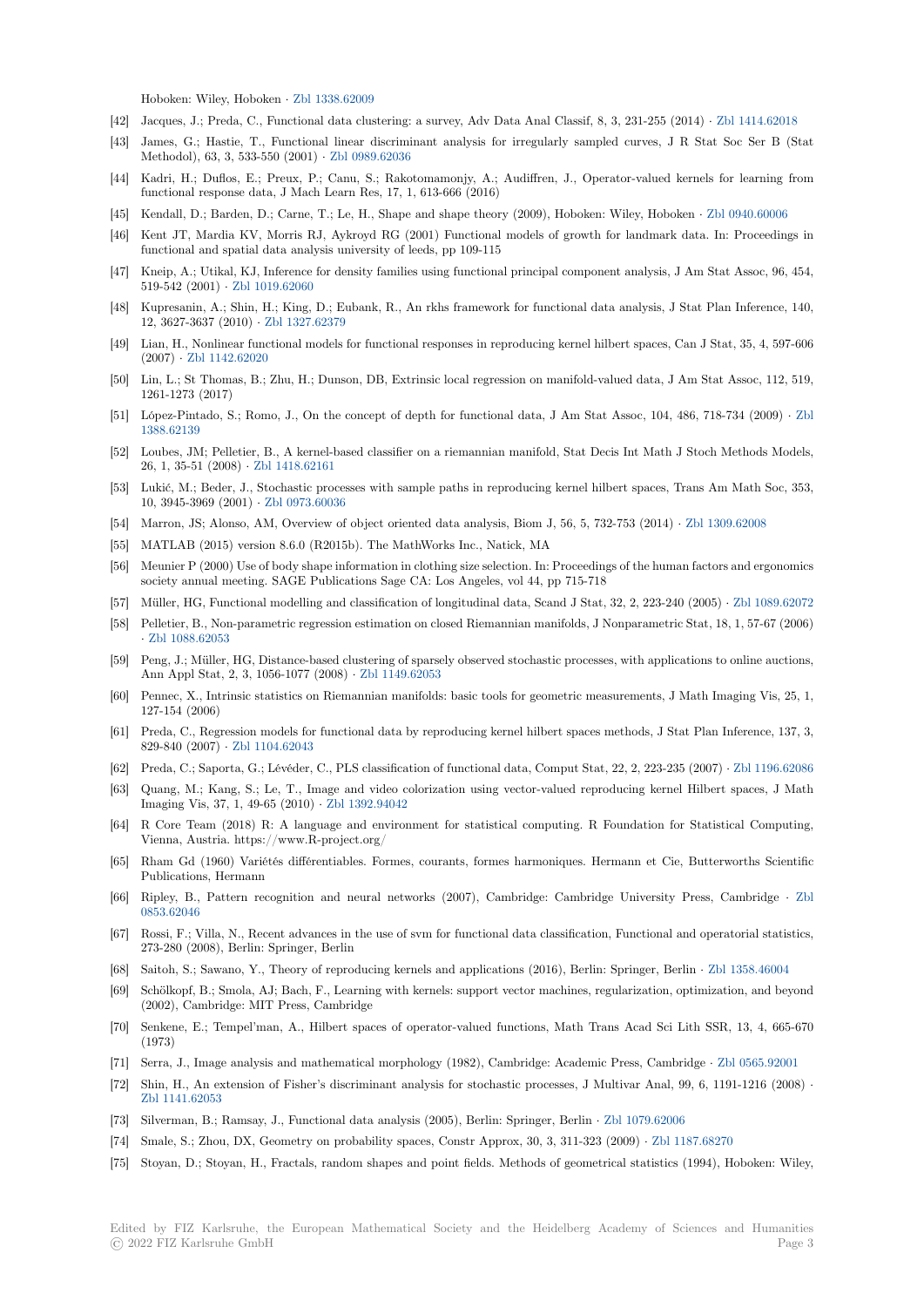Hoboken: Wiley, Hoboken · Zbl 1338.62009

[42] Jacques, J.; Preda, C., Functional data clustering: a survey, Adv Data Anal Classif, 8, 3, 231-255 (2014) · Zbl 1414.62018

[43] James, G.; Hastie, T., Functional linear discriminant analysis for irregularly sampled curves, J R Stat Soc Ser B (Stat Methodol), 63, 3, 533-550 (2001) · Zbl 0989.62036

[44] Kadri, H.; Duflos, E.; Preux, P.; Canu, S.; Rakotomamonjy, A.; Audiffren, J., Operator-valued kernels for learning from functional response data, J Mach Learn Res, 17, 1, 613-666 (2016)

[45] Kendall, D.; Barden, D.; Carne, T.; Le, H., Shape and shape theory (2009), Hoboken: Wiley, Hoboken · Zbl 0940.60006

[46] Kent JT, Mardia KV, Morris RJ, Aykroyd RG (2001) Functional models of growth for landmark data. In: Proceedings in functional and spatial data analysis university of leeds, pp 109-115

[47] Kneip, A.; Utikal, KJ, Inference for density families using functional principal component analysis, J Am Stat Assoc, 96, 454, 519-542 (2001) · Zbl 1019.62060

[48] Kupresanin, A.; Shin, H.; King, D.; Eubank, R., An rkhs framework for functional data analysis, J Stat Plan Inference, 140, 12, 3627-3637 (2010) · Zbl 1327.62379

[49] Lian, H., Nonlinear functional models for functional responses in reproducing kernel hilbert spaces, Can J Stat, 35, 4, 597-606 (2007) · Zbl 1142.62020

[50] Lin, L.; St Thomas, B.; Zhu, H.; Dunson, DB, Extrinsic local regression on manifold-valued data, J Am Stat Assoc, 112, 519, 1261-1273 (2017)

[51] López-Pintado, S.; Romo, J., On the concept of depth for functional data, J Am Stat Assoc, 104, 486, 718-734 (2009) · Zbl 1388.62139

[52] Loubes, JM; Pelletier, B., A kernel-based classifier on a riemannian manifold, Stat Decis Int Math J Stoch Methods Models, 26, 1, 35-51 (2008) · Zbl 1418.62161

[53] Lukić, M.; Beder, J., Stochastic processes with sample paths in reproducing kernel hilbert spaces, Trans Am Math Soc, 353, 10, 3945-3969 (2001) · Zbl 0973.60036

[54] Marron, JS; Alonso, AM, Overview of object oriented data analysis, Biom J, 56, 5, 732-753 (2014) · Zbl 1309.62008

[55] MATLAB (2015) version 8.6.0 (R2015b). The MathWorks Inc., Natick, MA

[56] Meunier P (2000) Use of body shape information in clothing size selection. In: Proceedings of the human factors and ergonomics society annual meeting. SAGE Publications Sage CA: Los Angeles, vol 44, pp 715-718

[57] Müller, HG, Functional modelling and classification of longitudinal data, Scand J Stat, 32, 2, 223-240 (2005) · Zbl 1089.62072

[58] Pelletier, B., Non-parametric regression estimation on closed Riemannian manifolds, J Nonparametric Stat, 18, 1, 57-67 (2006) · Zbl 1088.62053

[59] Peng, J.; Müller, HG, Distance-based clustering of sparsely observed stochastic processes, with applications to online auctions, Ann Appl Stat, 2, 3, 1056-1077 (2008) · Zbl 1149.62053

[60] Pennec, X., Intrinsic statistics on Riemannian manifolds: basic tools for geometric measurements, J Math Imaging Vis, 25, 1, 127-154 (2006)

[61] Preda, C., Regression models for functional data by reproducing kernel hilbert spaces methods, J Stat Plan Inference, 137, 3, 829-840 (2007) · Zbl 1104.62043

[62] Preda, C.; Saporta, G.; Lévéder, C., PLS classification of functional data, Comput Stat, 22, 2, 223-235 (2007) · Zbl 1196.62086

[63] Quang, M.; Kang, S.; Le, T., Image and video colorization using vector-valued reproducing kernel Hilbert spaces, J Math Imaging Vis, 37, 1, 49-65 (2010) · Zbl 1392.94042

[64] R Core Team (2018) R: A language and environment for statistical computing. R Foundation for Statistical Computing, Vienna, Austria. https://www.R-project.org/

[65] Rham Gd (1960) Variétés différentiables. Formes, courants, formes harmoniques. Hermann et Cie, Butterworths Scientific Publications, Hermann

[66] Ripley, B., Pattern recognition and neural networks (2007), Cambridge: Cambridge University Press, Cambridge · Zbl 0853.62046

[67] Rossi, F.; Villa, N., Recent advances in the use of svm for functional data classification, Functional and operatorial statistics, 273-280 (2008), Berlin: Springer, Berlin

[68] Saitoh, S.; Sawano, Y., Theory of reproducing kernels and applications (2016), Berlin: Springer, Berlin · Zbl 1358.46004

[69] Schölkopf, B.; Smola, AJ; Bach, F., Learning with kernels: support vector machines, regularization, optimization, and beyond (2002), Cambridge: MIT Press, Cambridge

[70] Senkene, E.; Tempel'man, A., Hilbert spaces of operator-valued functions, Math Trans Acad Sci Lith SSR, 13, 4, 665-670 (1973)

[71] Serra, J., Image analysis and mathematical morphology (1982), Cambridge: Academic Press, Cambridge · Zbl 0565.92001

[72] Shin, H., An extension of Fisher's discriminant analysis for stochastic processes, J Multivar Anal, 99, 6, 1191-1216 (2008) · Zbl 1141.62053

[73] Silverman, B.; Ramsay, J., Functional data analysis (2005), Berlin: Springer, Berlin · Zbl 1079.62006

[74] Smale, S.; Zhou, DX, Geometry on probability spaces, Constr Approx, 30, 3, 311-323 (2009) · Zbl 1187.68270

[75] Stoyan, D.; Stoyan, H., Fractals, random shapes and point fields. Methods of geometrical statistics (1994), Hoboken: Wiley,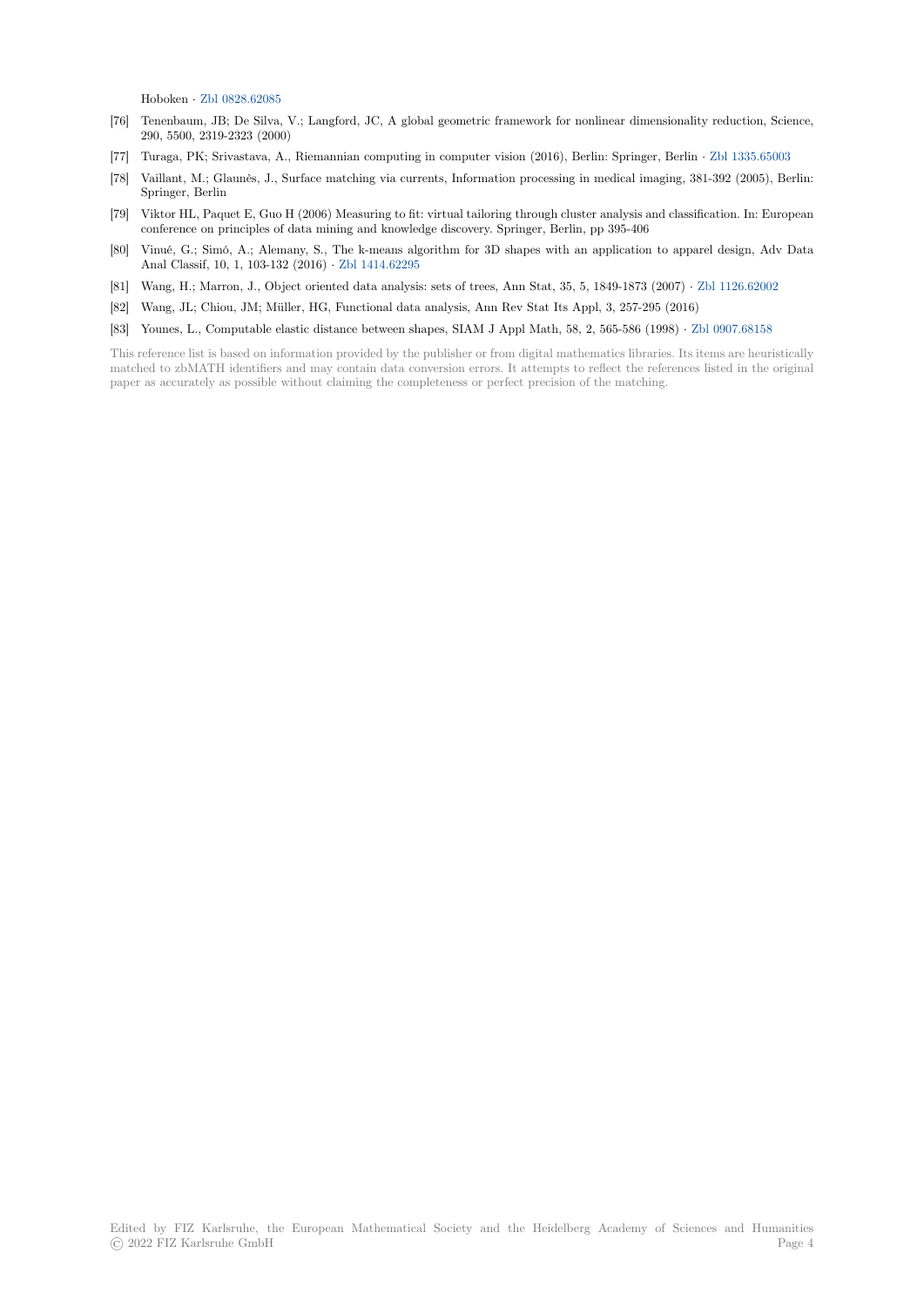Hoboken · Zbl 0828.62085

[76] Tenenbaum, JB; De Silva, V.; Langford, JC, A global geometric framework for nonlinear dimensionality reduction, Science, 290, 5500, 2319-2323 (2000)

[77] Turaga, PK; Srivastava, A., Riemannian computing in computer vision (2016), Berlin: Springer, Berlin · Zbl 1335.65003

[78] Vaillant, M.; Glaunès, J., Surface matching via currents, Information processing in medical imaging, 381-392 (2005), Berlin: Springer, Berlin

[79] Viktor HL, Paquet E, Guo H (2006) Measuring to fit: virtual tailoring through cluster analysis and classification. In: European conference on principles of data mining and knowledge discovery. Springer, Berlin, pp 395-406

[80] Vinué, G.; Simó, A.; Alemany, S., The k-means algorithm for 3D shapes with an application to apparel design, Adv Data Anal Classif, 10, 1, 103-132 (2016) · Zbl 1414.62295

[81] Wang, H.; Marron, J., Object oriented data analysis: sets of trees, Ann Stat, 35, 5, 1849-1873 (2007) · Zbl 1126.62002

[82] Wang, JL; Chiou, JM; Müller, HG, Functional data analysis, Ann Rev Stat Its Appl, 3, 257-295 (2016)

[83] Younes, L., Computable elastic distance between shapes, SIAM J Appl Math, 58, 2, 565-586 (1998) · Zbl 0907.68158

This reference list is based on information provided by the publisher or from digital mathematics libraries. Its items are heuristically matched to zbMATH identifiers and may contain data conversion errors. It attempts to reflect the references listed in the original paper as accurately as possible without claiming the completeness or perfect precision of the matching.